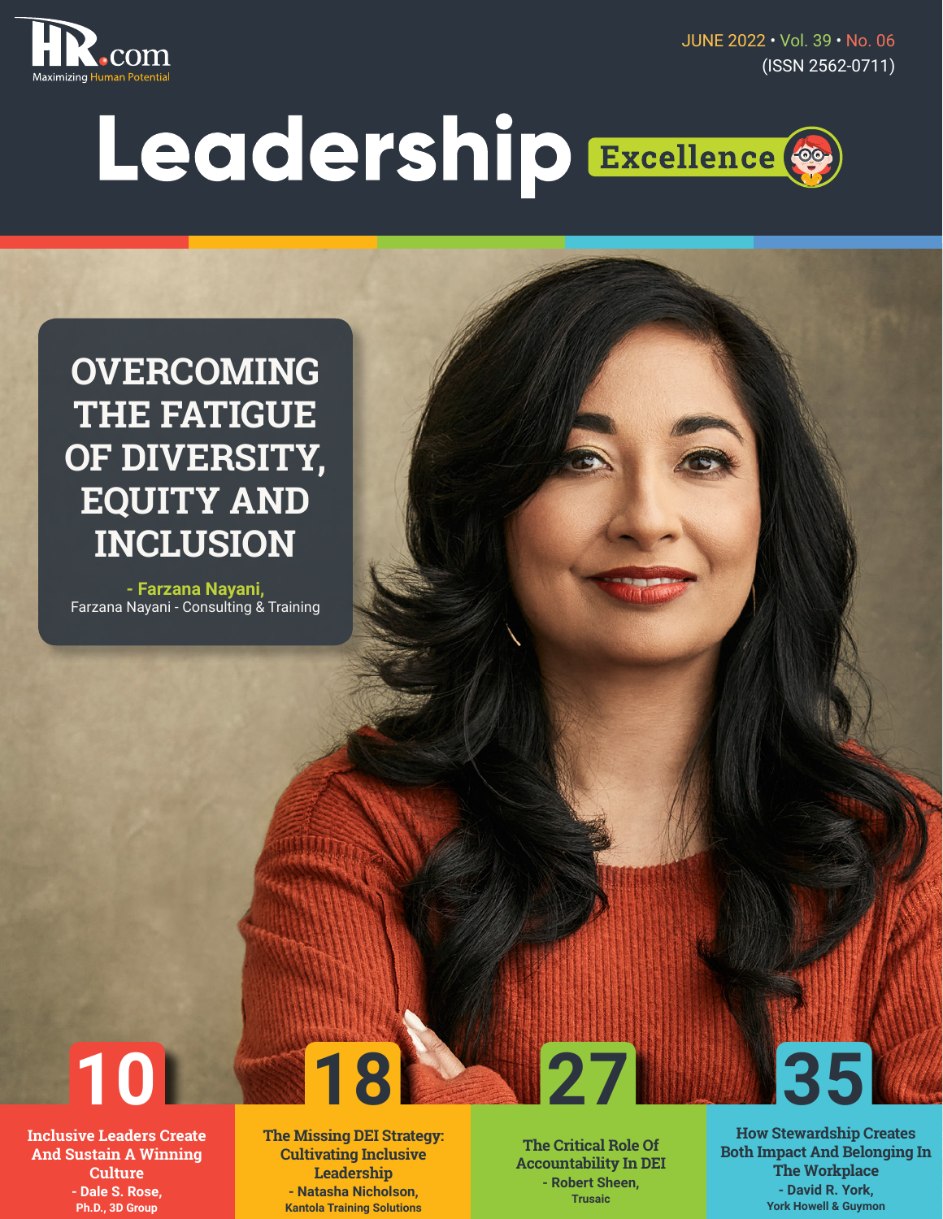HR.com
Maximizing Human Potential

JUNE 2022 • Vol. 39 • No. 06
(ISSN 2562-0711)

# Leadership Excellence

## OVERCOMING THE FATIGUE OF DIVERSITY, EQUITY AND INCLUSION

**- Farzana Nayani,**
Farzana Nayani - Consulting & Training

**10**
**Inclusive Leaders Create And Sustain A Winning Culture**
**- Dale S. Rose,**
**Ph.D., 3D Group**

**18**
**The Missing DEI Strategy: Cultivating Inclusive Leadership**
**- Natasha Nicholson,**
**Kantola Training Solutions**

**27**
**The Critical Role Of Accountability In DEI**
**- Robert Sheen,**
**Trusaic**

**35**
**How Stewardship Creates Both Impact And Belonging In The Workplace**
**- David R. York,**
**York Howell & Guymon**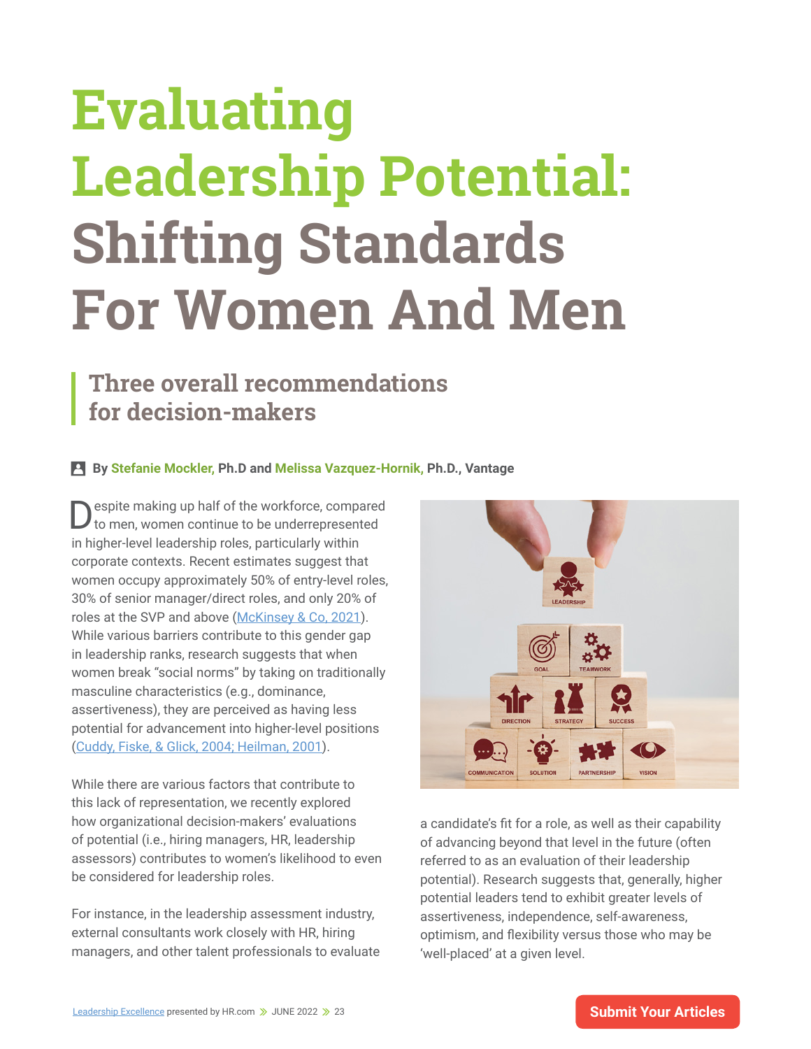# Evaluating Leadership Potential: Shifting Standards For Women And Men

## Three overall recommendations for decision-makers

**By Stefanie Mockler, Ph.D and Melissa Vazquez-Hornik, Ph.D., Vantage**

Despite making up half of the workforce, compared to men, women continue to be underrepresented in higher-level leadership roles, particularly within corporate contexts. Recent estimates suggest that women occupy approximately 50% of entry-level roles, 30% of senior manager/direct roles, and only 20% of roles at the SVP and above (McKinsey & Co, 2021). While various barriers contribute to this gender gap in leadership ranks, research suggests that when women break "social norms" by taking on traditionally masculine characteristics (e.g., dominance, assertiveness), they are perceived as having less potential for advancement into higher-level positions (Cuddy, Fiske, & Glick, 2004; Heilman, 2001).

While there are various factors that contribute to this lack of representation, we recently explored how organizational decision-makers' evaluations of potential (i.e., hiring managers, HR, leadership assessors) contributes to women's likelihood to even be considered for leadership roles.

For instance, in the leadership assessment industry, external consultants work closely with HR, hiring managers, and other talent professionals to evaluate a candidate's fit for a role, as well as their capability of advancing beyond that level in the future (often referred to as an evaluation of their leadership potential). Research suggests that, generally, higher potential leaders tend to exhibit greater levels of assertiveness, independence, self-awareness, optimism, and flexibility versus those who may be 'well-placed' at a given level.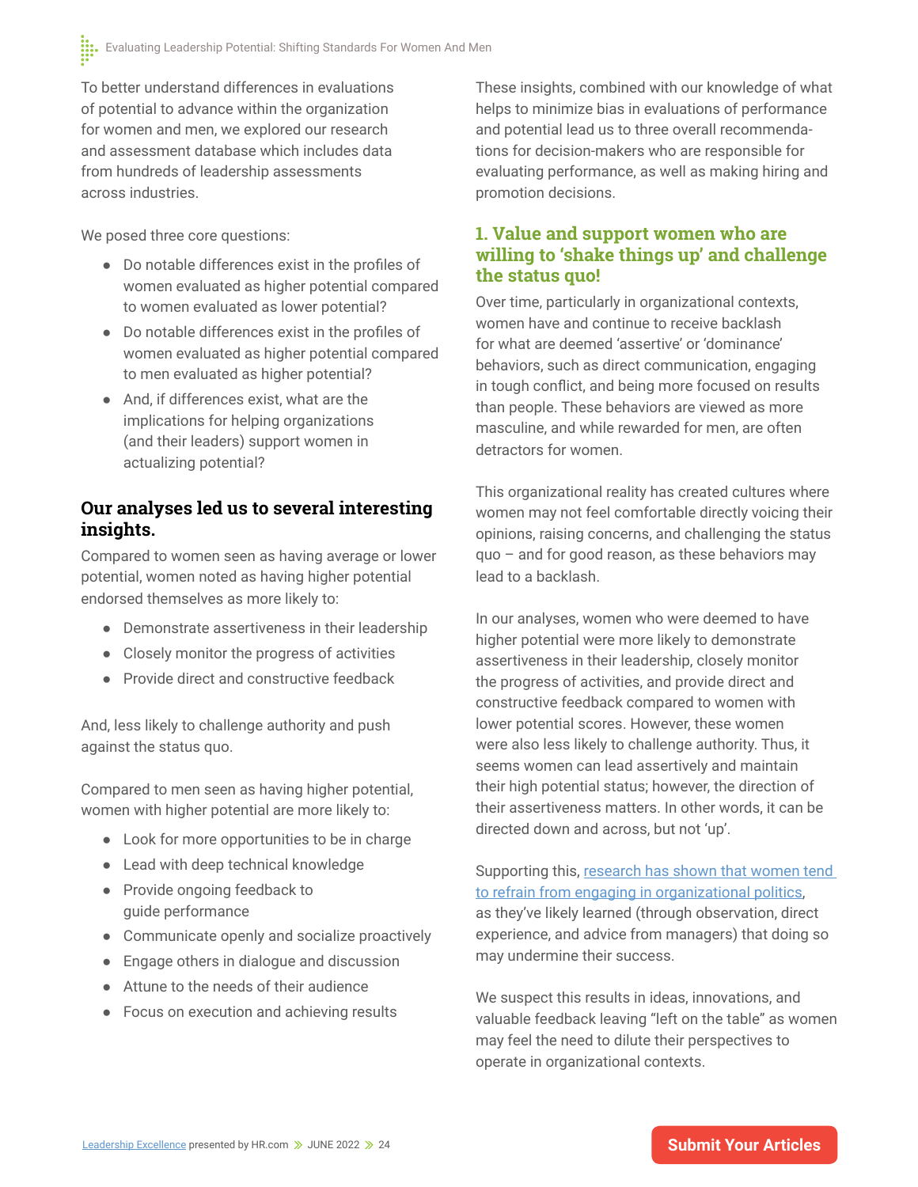To better understand differences in evaluations of potential to advance within the organization for women and men, we explored our research and assessment database which includes data from hundreds of leadership assessments across industries.

We posed three core questions:

- Do notable differences exist in the profiles of women evaluated as higher potential compared to women evaluated as lower potential?
- Do notable differences exist in the profiles of women evaluated as higher potential compared to men evaluated as higher potential?
- And, if differences exist, what are the implications for helping organizations (and their leaders) support women in actualizing potential?

### Our analyses led us to several interesting insights.

Compared to women seen as having average or lower potential, women noted as having higher potential endorsed themselves as more likely to:

- Demonstrate assertiveness in their leadership
- Closely monitor the progress of activities
- Provide direct and constructive feedback

And, less likely to challenge authority and push against the status quo.

Compared to men seen as having higher potential, women with higher potential are more likely to:

- Look for more opportunities to be in charge
- Lead with deep technical knowledge
- Provide ongoing feedback to guide performance
- Communicate openly and socialize proactively
- Engage others in dialogue and discussion
- Attune to the needs of their audience
- Focus on execution and achieving results

These insights, combined with our knowledge of what helps to minimize bias in evaluations of performance and potential lead us to three overall recommendations for decision-makers who are responsible for evaluating performance, as well as making hiring and promotion decisions.

### 1. Value and support women who are willing to 'shake things up' and challenge the status quo!

Over time, particularly in organizational contexts, women have and continue to receive backlash for what are deemed 'assertive' or 'dominance' behaviors, such as direct communication, engaging in tough conflict, and being more focused on results than people. These behaviors are viewed as more masculine, and while rewarded for men, are often detractors for women.

This organizational reality has created cultures where women may not feel comfortable directly voicing their opinions, raising concerns, and challenging the status quo – and for good reason, as these behaviors may lead to a backlash.

In our analyses, women who were deemed to have higher potential were more likely to demonstrate assertiveness in their leadership, closely monitor the progress of activities, and provide direct and constructive feedback compared to women with lower potential scores. However, these women were also less likely to challenge authority. Thus, it seems women can lead assertively and maintain their high potential status; however, the direction of their assertiveness matters. In other words, it can be directed down and across, but not 'up'.

Supporting this, research has shown that women tend to refrain from engaging in organizational politics, as they've likely learned (through observation, direct experience, and advice from managers) that doing so may undermine their success.

We suspect this results in ideas, innovations, and valuable feedback leaving "left on the table" as women may feel the need to dilute their perspectives to operate in organizational contexts.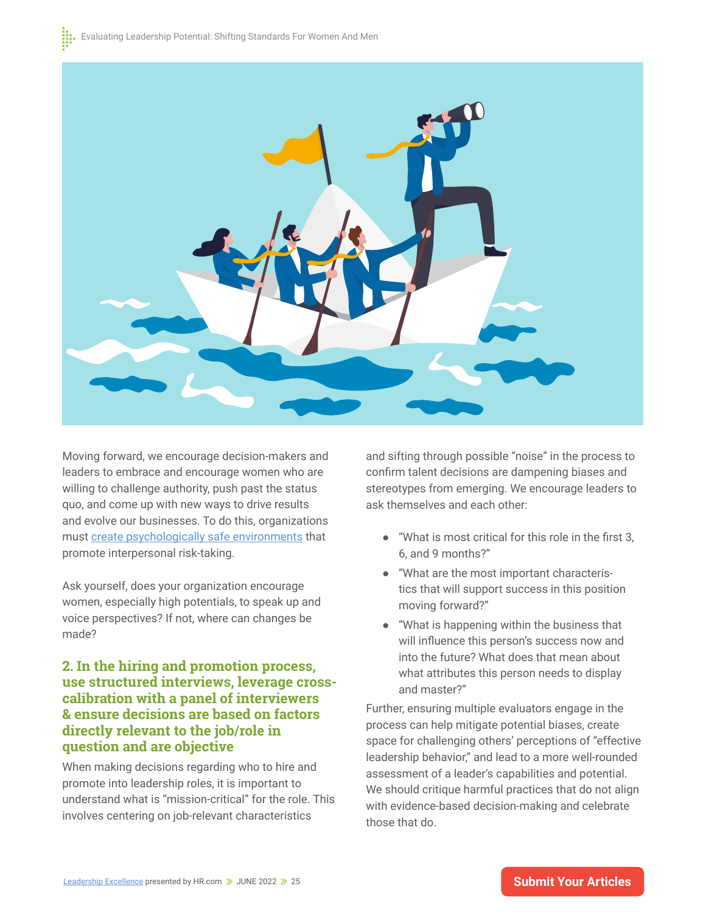Moving forward, we encourage decision-makers and leaders to embrace and encourage women who are willing to challenge authority, push past the status quo, and come up with new ways to drive results and evolve our businesses. To do this, organizations must [create psychologically safe environments]() that promote interpersonal risk-taking.

Ask yourself, does your organization encourage women, especially high potentials, to speak up and voice perspectives? If not, where can changes be made?

### 2. In the hiring and promotion process, use structured interviews, leverage cross-calibration with a panel of interviewers & ensure decisions are based on factors directly relevant to the job/role in question and are objective

When making decisions regarding who to hire and promote into leadership roles, it is important to understand what is "mission-critical" for the role. This involves centering on job-relevant characteristics and sifting through possible "noise" in the process to confirm talent decisions are dampening biases and stereotypes from emerging. We encourage leaders to ask themselves and each other:

- "What is most critical for this role in the first 3, 6, and 9 months?"
- "What are the most important characteristics that will support success in this position moving forward?"
- "What is happening within the business that will influence this person's success now and into the future? What does that mean about what attributes this person needs to display and master?"

Further, ensuring multiple evaluators engage in the process can help mitigate potential biases, create space for challenging others' perceptions of "effective leadership behavior," and lead to a more well-rounded assessment of a leader's capabilities and potential. We should critique harmful practices that do not align with evidence-based decision-making and celebrate those that do.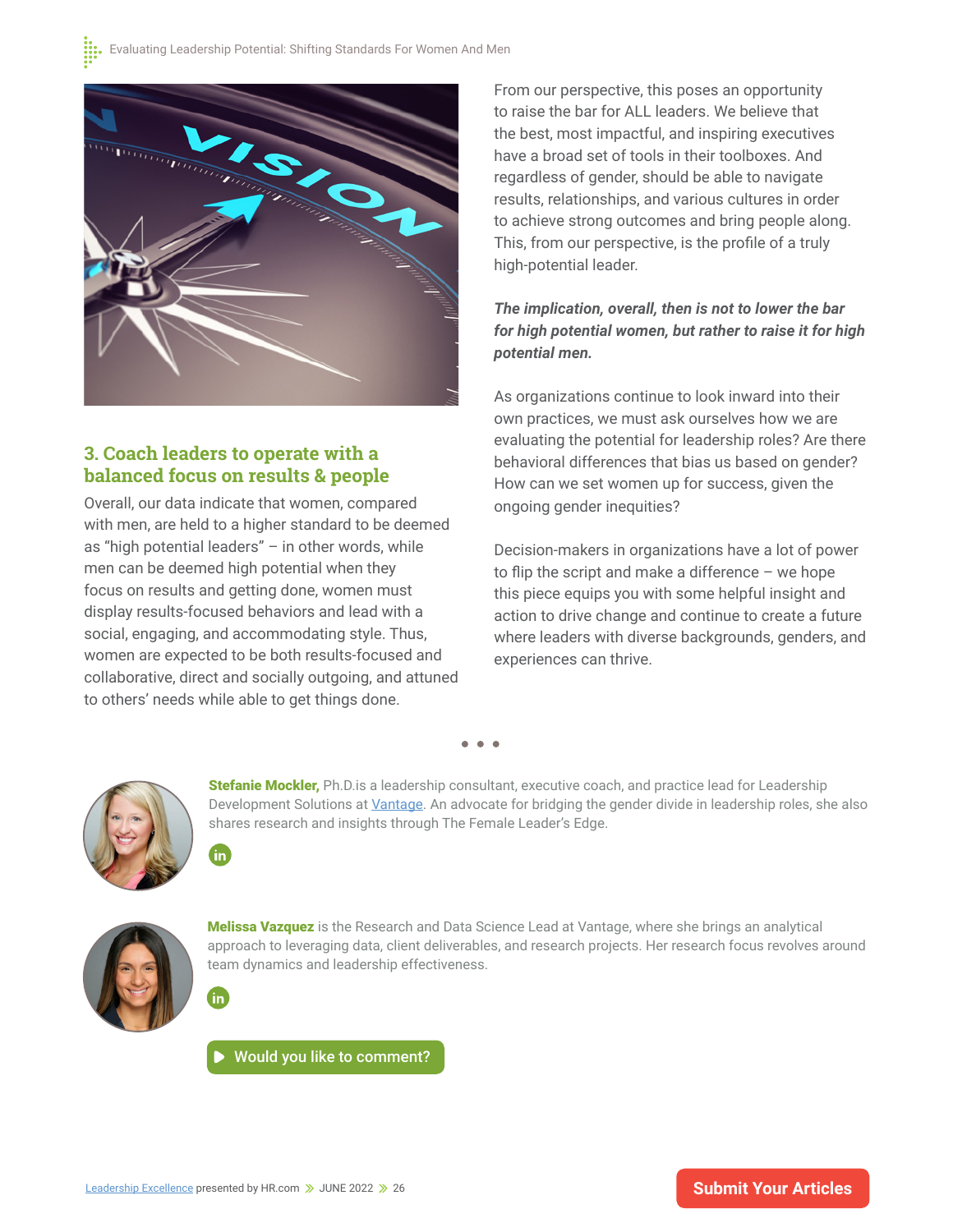### 3. Coach leaders to operate with a balanced focus on results & people

Overall, our data indicate that women, compared with men, are held to a higher standard to be deemed as "high potential leaders" – in other words, while men can be deemed high potential when they focus on results and getting done, women must display results-focused behaviors and lead with a social, engaging, and accommodating style. Thus, women are expected to be both results-focused and collaborative, direct and socially outgoing, and attuned to others' needs while able to get things done.

From our perspective, this poses an opportunity to raise the bar for ALL leaders. We believe that the best, most impactful, and inspiring executives have a broad set of tools in their toolboxes. And regardless of gender, should be able to navigate results, relationships, and various cultures in order to achieve strong outcomes and bring people along. This, from our perspective, is the profile of a truly high-potential leader.

***The implication, overall, then is not to lower the bar for high potential women, but rather to raise it for high potential men.***

As organizations continue to look inward into their own practices, we must ask ourselves how we are evaluating the potential for leadership roles? Are there behavioral differences that bias us based on gender? How can we set women up for success, given the ongoing gender inequities?

Decision-makers in organizations have a lot of power to flip the script and make a difference – we hope this piece equips you with some helpful insight and action to drive change and continue to create a future where leaders with diverse backgrounds, genders, and experiences can thrive.

• • •

**Stefanie Mockler,** Ph.D.is a leadership consultant, executive coach, and practice lead for Leadership Development Solutions at Vantage. An advocate for bridging the gender divide in leadership roles, she also shares research and insights through The Female Leader's Edge.

**Melissa Vazquez** is the Research and Data Science Lead at Vantage, where she brings an analytical approach to leveraging data, client deliverables, and research projects. Her research focus revolves around team dynamics and leadership effectiveness.

Would you like to comment?

Submit Your Articles